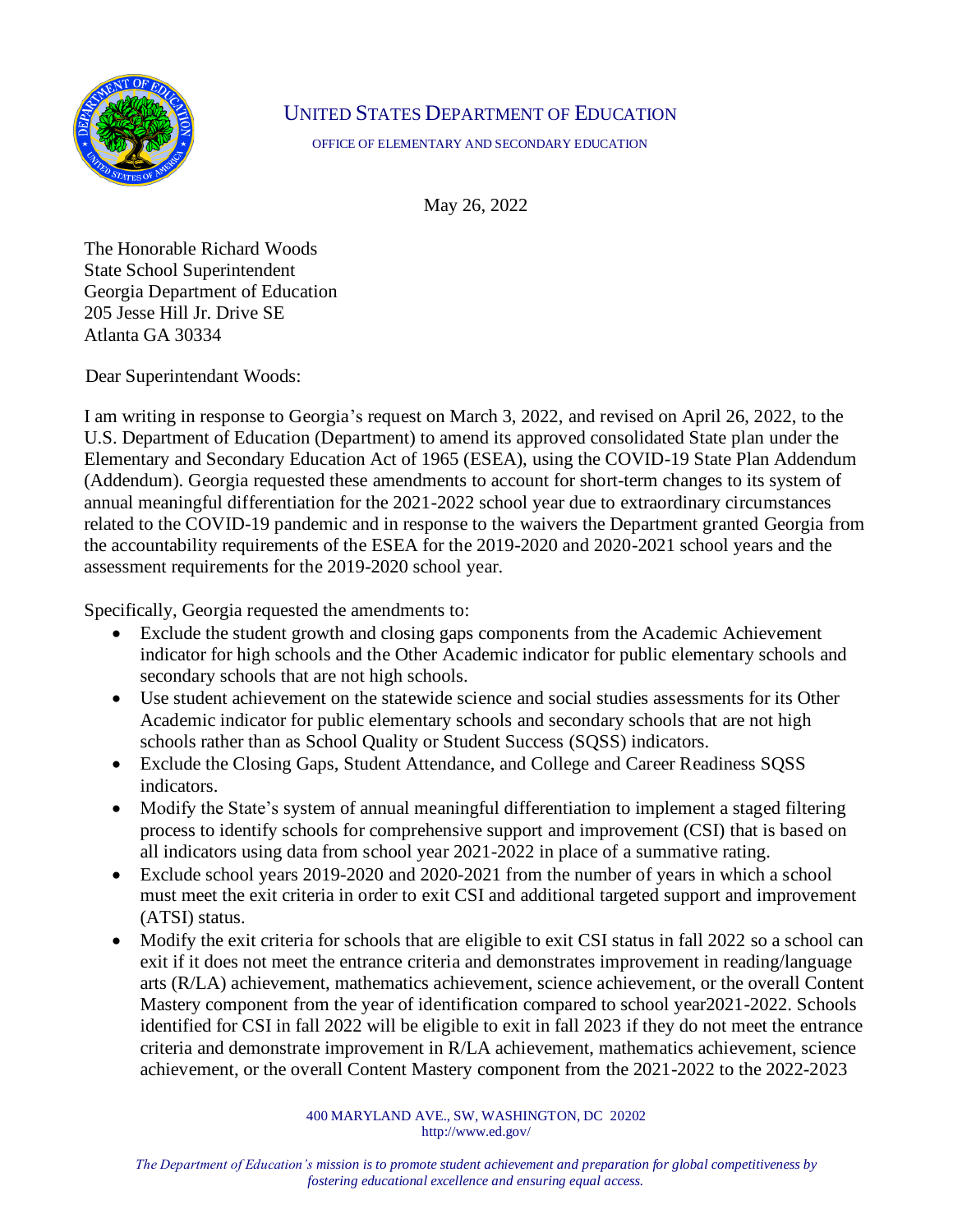UNITED STATES DEPARTMENT OF EDUCATION

OFFICE OF ELEMENTARY AND SECONDARY EDUCATION

May 26, 2022

The Honorable Richard Woods
State School Superintendent
Georgia Department of Education
205 Jesse Hill Jr. Drive SE
Atlanta GA 30334

Dear Superintendant Woods:

I am writing in response to Georgia's request on March 3, 2022, and revised on April 26, 2022, to the U.S. Department of Education (Department) to amend its approved consolidated State plan under the Elementary and Secondary Education Act of 1965 (ESEA), using the COVID-19 State Plan Addendum (Addendum). Georgia requested these amendments to account for short-term changes to its system of annual meaningful differentiation for the 2021-2022 school year due to extraordinary circumstances related to the COVID-19 pandemic and in response to the waivers the Department granted Georgia from the accountability requirements of the ESEA for the 2019-2020 and 2020-2021 school years and the assessment requirements for the 2019-2020 school year.

Specifically, Georgia requested the amendments to:

- Exclude the student growth and closing gaps components from the Academic Achievement indicator for high schools and the Other Academic indicator for public elementary schools and secondary schools that are not high schools.
- Use student achievement on the statewide science and social studies assessments for its Other Academic indicator for public elementary schools and secondary schools that are not high schools rather than as School Quality or Student Success (SQSS) indicators.
- Exclude the Closing Gaps, Student Attendance, and College and Career Readiness SQSS indicators.
- Modify the State's system of annual meaningful differentiation to implement a staged filtering process to identify schools for comprehensive support and improvement (CSI) that is based on all indicators using data from school year 2021-2022 in place of a summative rating.
- Exclude school years 2019-2020 and 2020-2021 from the number of years in which a school must meet the exit criteria in order to exit CSI and additional targeted support and improvement (ATSI) status.
- Modify the exit criteria for schools that are eligible to exit CSI status in fall 2022 so a school can exit if it does not meet the entrance criteria and demonstrates improvement in reading/language arts (R/LA) achievement, mathematics achievement, science achievement, or the overall Content Mastery component from the year of identification compared to school year2021-2022. Schools identified for CSI in fall 2022 will be eligible to exit in fall 2023 if they do not meet the entrance criteria and demonstrate improvement in R/LA achievement, mathematics achievement, science achievement, or the overall Content Mastery component from the 2021-2022 to the 2022-2023

400 MARYLAND AVE., SW, WASHINGTON, DC 20202
http://www.ed.gov/

*The Department of Education's mission is to promote student achievement and preparation for global competitiveness by fostering educational excellence and ensuring equal access.*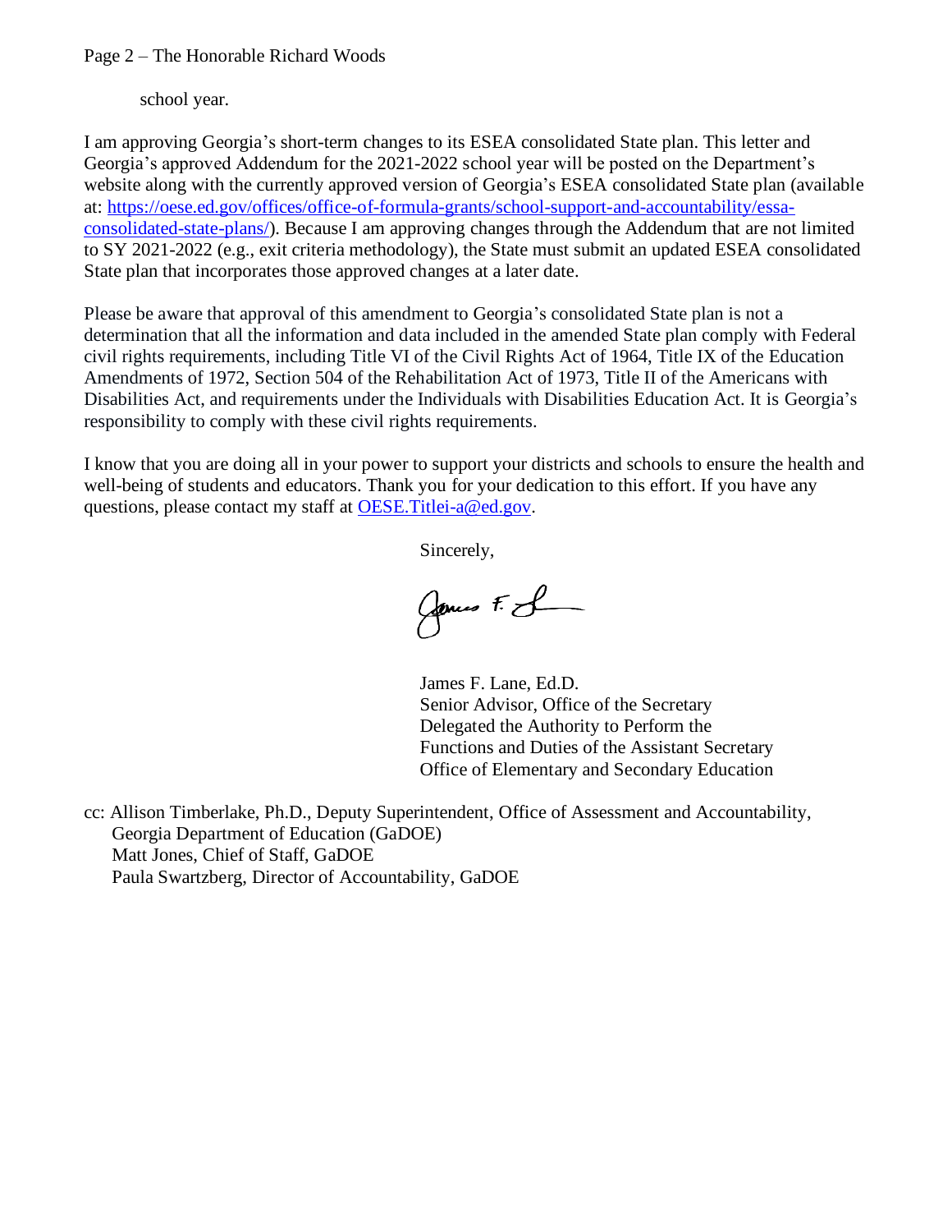school year.

I am approving Georgia's short-term changes to its ESEA consolidated State plan. This letter and Georgia's approved Addendum for the 2021-2022 school year will be posted on the Department's website along with the currently approved version of Georgia's ESEA consolidated State plan (available at: https://oese.ed.gov/offices/office-of-formula-grants/school-support-and-accountability/essa-consolidated-state-plans/). Because I am approving changes through the Addendum that are not limited to SY 2021-2022 (e.g., exit criteria methodology), the State must submit an updated ESEA consolidated State plan that incorporates those approved changes at a later date.

Please be aware that approval of this amendment to Georgia's consolidated State plan is not a determination that all the information and data included in the amended State plan comply with Federal civil rights requirements, including Title VI of the Civil Rights Act of 1964, Title IX of the Education Amendments of 1972, Section 504 of the Rehabilitation Act of 1973, Title II of the Americans with Disabilities Act, and requirements under the Individuals with Disabilities Education Act. It is Georgia's responsibility to comply with these civil rights requirements.

I know that you are doing all in your power to support your districts and schools to ensure the health and well-being of students and educators. Thank you for your dedication to this effort. If you have any questions, please contact my staff at OESE.Titlei-a@ed.gov.

Sincerely,

James F. Lane, Ed.D.
Senior Advisor, Office of the Secretary
Delegated the Authority to Perform the
Functions and Duties of the Assistant Secretary
Office of Elementary and Secondary Education

cc: Allison Timberlake, Ph.D., Deputy Superintendent, Office of Assessment and Accountability, Georgia Department of Education (GaDOE)
Matt Jones, Chief of Staff, GaDOE
Paula Swartzberg, Director of Accountability, GaDOE